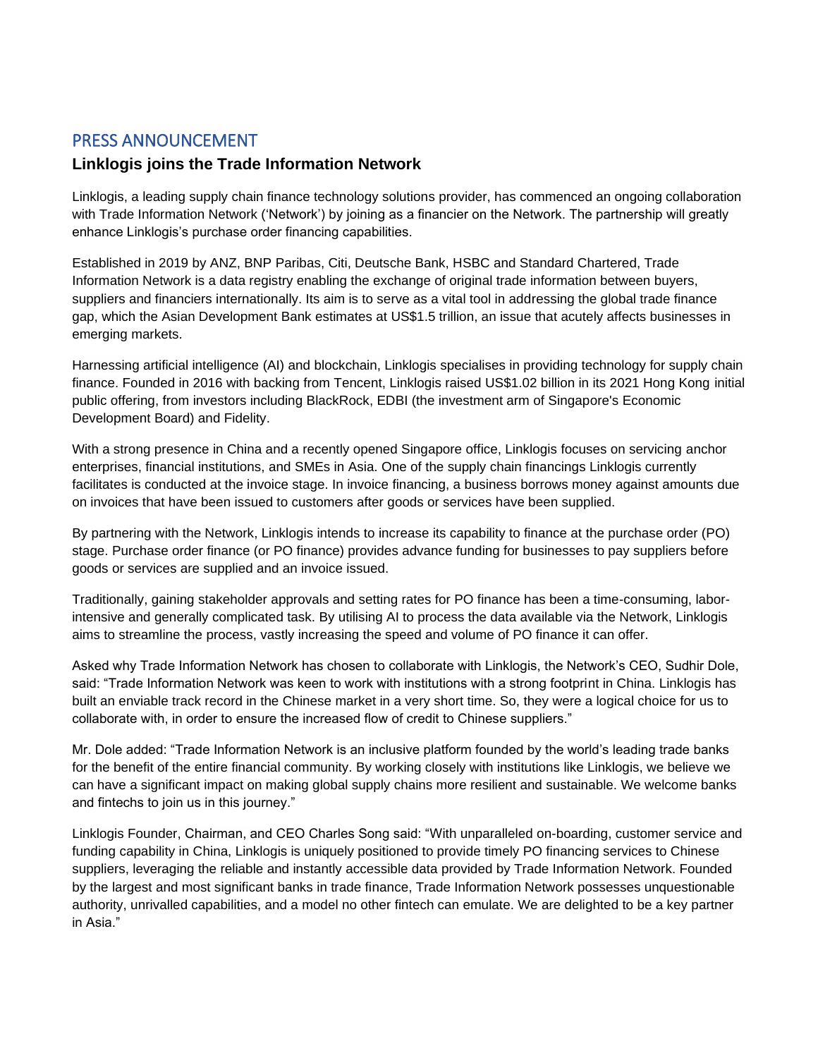# PRESS ANNOUNCEMENT

## Linklogis joins the Trade Information Network

Linklogis, a leading supply chain finance technology solutions provider, has commenced an ongoing collaboration with Trade Information Network ('Network') by joining as a financier on the Network. The partnership will greatly enhance Linklogis's purchase order financing capabilities.

Established in 2019 by ANZ, BNP Paribas, Citi, Deutsche Bank, HSBC and Standard Chartered, Trade Information Network is a data registry enabling the exchange of original trade information between buyers, suppliers and financiers internationally. Its aim is to serve as a vital tool in addressing the global trade finance gap, which the Asian Development Bank estimates at US$1.5 trillion, an issue that acutely affects businesses in emerging markets.

Harnessing artificial intelligence (AI) and blockchain, Linklogis specialises in providing technology for supply chain finance. Founded in 2016 with backing from Tencent, Linklogis raised US$1.02 billion in its 2021 Hong Kong initial public offering, from investors including BlackRock, EDBI (the investment arm of Singapore's Economic Development Board) and Fidelity.

With a strong presence in China and a recently opened Singapore office, Linklogis focuses on servicing anchor enterprises, financial institutions, and SMEs in Asia. One of the supply chain financings Linklogis currently facilitates is conducted at the invoice stage. In invoice financing, a business borrows money against amounts due on invoices that have been issued to customers after goods or services have been supplied.

By partnering with the Network, Linklogis intends to increase its capability to finance at the purchase order (PO) stage. Purchase order finance (or PO finance) provides advance funding for businesses to pay suppliers before goods or services are supplied and an invoice issued.

Traditionally, gaining stakeholder approvals and setting rates for PO finance has been a time-consuming, labor-intensive and generally complicated task. By utilising AI to process the data available via the Network, Linklogis aims to streamline the process, vastly increasing the speed and volume of PO finance it can offer.

Asked why Trade Information Network has chosen to collaborate with Linklogis, the Network's CEO, Sudhir Dole, said: "Trade Information Network was keen to work with institutions with a strong footprint in China. Linklogis has built an enviable track record in the Chinese market in a very short time. So, they were a logical choice for us to collaborate with, in order to ensure the increased flow of credit to Chinese suppliers."

Mr. Dole added: "Trade Information Network is an inclusive platform founded by the world's leading trade banks for the benefit of the entire financial community. By working closely with institutions like Linklogis, we believe we can have a significant impact on making global supply chains more resilient and sustainable. We welcome banks and fintechs to join us in this journey."

Linklogis Founder, Chairman, and CEO Charles Song said: "With unparalleled on-boarding, customer service and funding capability in China, Linklogis is uniquely positioned to provide timely PO financing services to Chinese suppliers, leveraging the reliable and instantly accessible data provided by Trade Information Network. Founded by the largest and most significant banks in trade finance, Trade Information Network possesses unquestionable authority, unrivalled capabilities, and a model no other fintech can emulate. We are delighted to be a key partner in Asia."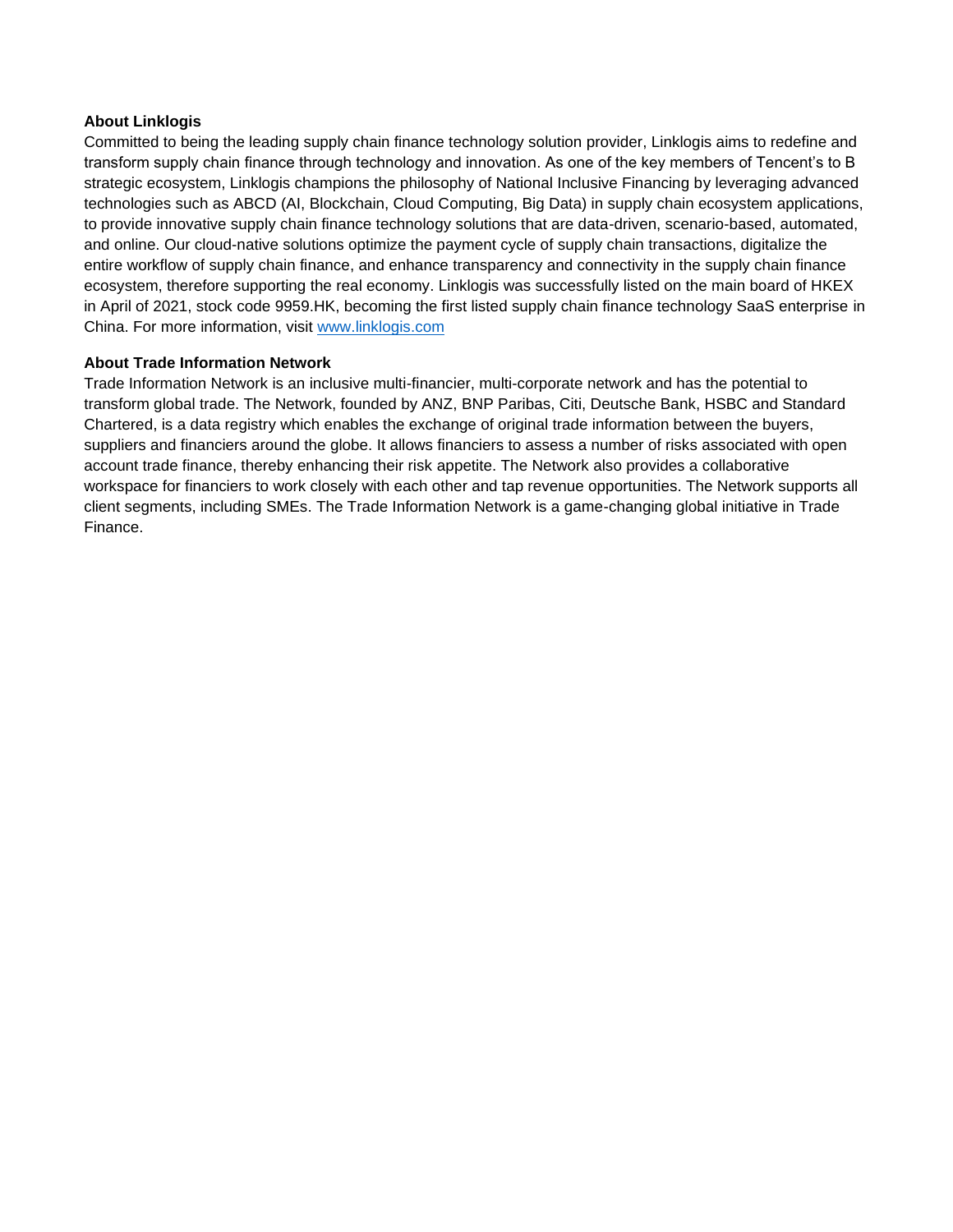**About Linklogis**

Committed to being the leading supply chain finance technology solution provider, Linklogis aims to redefine and transform supply chain finance through technology and innovation. As one of the key members of Tencent's to B strategic ecosystem, Linklogis champions the philosophy of National Inclusive Financing by leveraging advanced technologies such as ABCD (AI, Blockchain, Cloud Computing, Big Data) in supply chain ecosystem applications, to provide innovative supply chain finance technology solutions that are data-driven, scenario-based, automated, and online. Our cloud-native solutions optimize the payment cycle of supply chain transactions, digitalize the entire workflow of supply chain finance, and enhance transparency and connectivity in the supply chain finance ecosystem, therefore supporting the real economy. Linklogis was successfully listed on the main board of HKEX in April of 2021, stock code 9959.HK, becoming the first listed supply chain finance technology SaaS enterprise in China. For more information, visit [www.linklogis.com](http://www.linklogis.com)

**About Trade Information Network**

Trade Information Network is an inclusive multi-financier, multi-corporate network and has the potential to transform global trade. The Network, founded by ANZ, BNP Paribas, Citi, Deutsche Bank, HSBC and Standard Chartered, is a data registry which enables the exchange of original trade information between the buyers, suppliers and financiers around the globe. It allows financiers to assess a number of risks associated with open account trade finance, thereby enhancing their risk appetite. The Network also provides a collaborative workspace for financiers to work closely with each other and tap revenue opportunities. The Network supports all client segments, including SMEs. The Trade Information Network is a game-changing global initiative in Trade Finance.